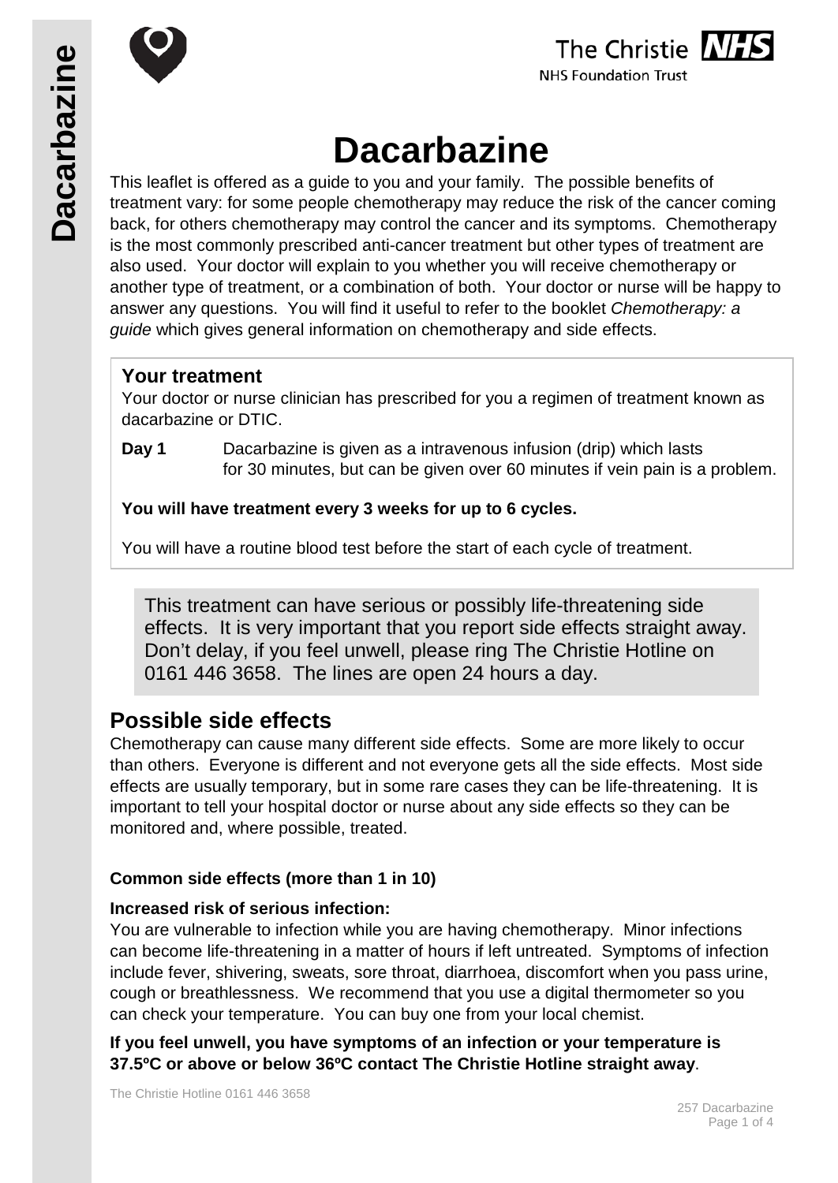# Dacarbazine

This leaflet is offered as a guide to you and your family. The possible benefits of treatment vary: for some people chemotherapy may reduce the risk of the cancer coming back, for others chemotherapy may control the cancer and its symptoms. Chemotherapy is the most commonly prescribed anti-cancer treatment but other types of treatment are also used. Your doctor will explain to you whether you will receive chemotherapy or another type of treatment, or a combination of both. Your doctor or nurse will be happy to answer any questions. You will find it useful to refer to the booklet *Chemotherapy: a guide* which gives general information on chemotherapy and side effects.

## Your treatment

Your doctor or nurse clinician has prescribed for you a regimen of treatment known as dacarbazine or DTIC.

**Day 1** Dacarbazine is given as a intravenous infusion (drip) which lasts for 30 minutes, but can be given over 60 minutes if vein pain is a problem.

**You will have treatment every 3 weeks for up to 6 cycles.**

You will have a routine blood test before the start of each cycle of treatment.

This treatment can have serious or possibly life-threatening side effects. It is very important that you report side effects straight away. Don't delay, if you feel unwell, please ring The Christie Hotline on 0161 446 3658. The lines are open 24 hours a day.

## Possible side effects

Chemotherapy can cause many different side effects. Some are more likely to occur than others. Everyone is different and not everyone gets all the side effects. Most side effects are usually temporary, but in some rare cases they can be life-threatening. It is important to tell your hospital doctor or nurse about any side effects so they can be monitored and, where possible, treated.

### Common side effects (more than 1 in 10)

**Increased risk of serious infection:**

You are vulnerable to infection while you are having chemotherapy. Minor infections can become life-threatening in a matter of hours if left untreated. Symptoms of infection include fever, shivering, sweats, sore throat, diarrhoea, discomfort when you pass urine, cough or breathlessness. We recommend that you use a digital thermometer so you can check your temperature. You can buy one from your local chemist.

**If you feel unwell, you have symptoms of an infection or your temperature is 37.5ºC or above or below 36ºC contact The Christie Hotline straight away**.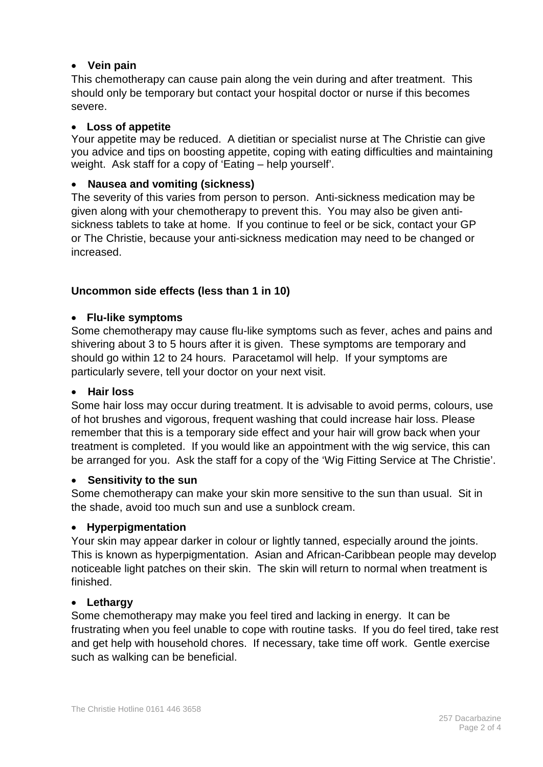- **Vein pain**

This chemotherapy can cause pain along the vein during and after treatment. This should only be temporary but contact your hospital doctor or nurse if this becomes severe.

- **Loss of appetite**

Your appetite may be reduced. A dietitian or specialist nurse at The Christie can give you advice and tips on boosting appetite, coping with eating difficulties and maintaining weight. Ask staff for a copy of 'Eating – help yourself'.

- **Nausea and vomiting (sickness)**

The severity of this varies from person to person. Anti-sickness medication may be given along with your chemotherapy to prevent this. You may also be given anti-sickness tablets to take at home. If you continue to feel or be sick, contact your GP or The Christie, because your anti-sickness medication may need to be changed or increased.

**Uncommon side effects (less than 1 in 10)**

- **Flu-like symptoms**

Some chemotherapy may cause flu-like symptoms such as fever, aches and pains and shivering about 3 to 5 hours after it is given. These symptoms are temporary and should go within 12 to 24 hours. Paracetamol will help. If your symptoms are particularly severe, tell your doctor on your next visit.

- **Hair loss**

Some hair loss may occur during treatment. It is advisable to avoid perms, colours, use of hot brushes and vigorous, frequent washing that could increase hair loss. Please remember that this is a temporary side effect and your hair will grow back when your treatment is completed. If you would like an appointment with the wig service, this can be arranged for you. Ask the staff for a copy of the 'Wig Fitting Service at The Christie'.

- **Sensitivity to the sun**

Some chemotherapy can make your skin more sensitive to the sun than usual. Sit in the shade, avoid too much sun and use a sunblock cream.

- **Hyperpigmentation**

Your skin may appear darker in colour or lightly tanned, especially around the joints. This is known as hyperpigmentation. Asian and African-Caribbean people may develop noticeable light patches on their skin. The skin will return to normal when treatment is finished.

- **Lethargy**

Some chemotherapy may make you feel tired and lacking in energy. It can be frustrating when you feel unable to cope with routine tasks. If you do feel tired, take rest and get help with household chores. If necessary, take time off work. Gentle exercise such as walking can be beneficial.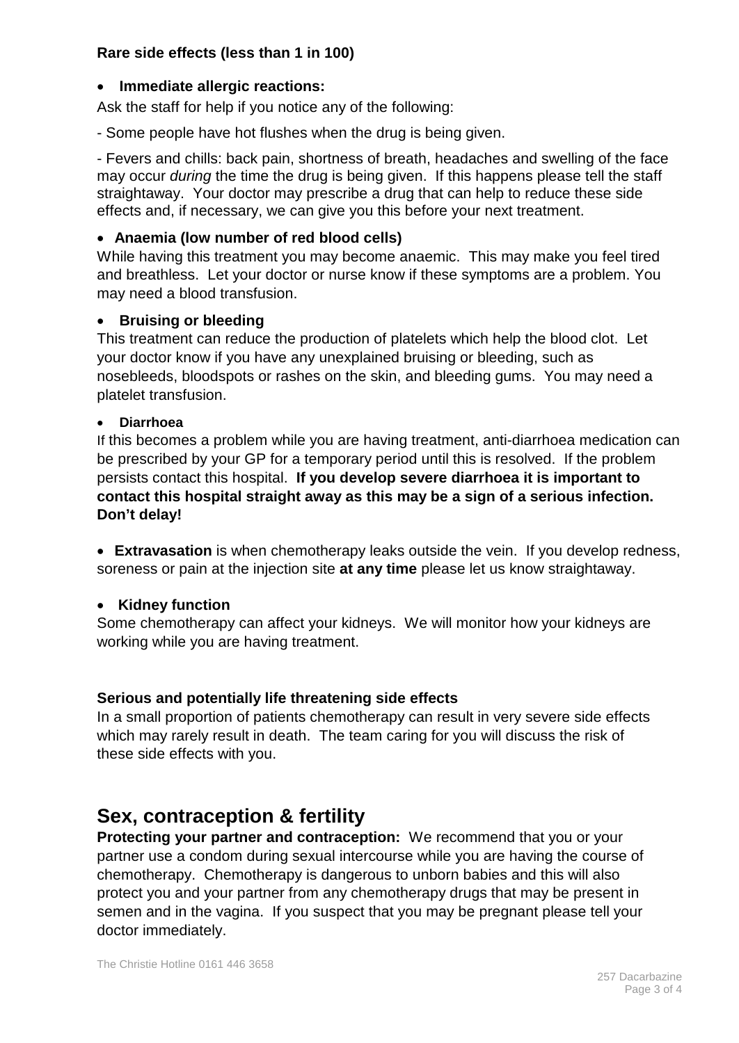**Rare side effects (less than 1 in 100)**

- **Immediate allergic reactions:**

Ask the staff for help if you notice any of the following:

- Some people have hot flushes when the drug is being given.

- Fevers and chills: back pain, shortness of breath, headaches and swelling of the face may occur *during* the time the drug is being given. If this happens please tell the staff straightaway. Your doctor may prescribe a drug that can help to reduce these side effects and, if necessary, we can give you this before your next treatment.

- **Anaemia (low number of red blood cells)**

While having this treatment you may become anaemic. This may make you feel tired and breathless. Let your doctor or nurse know if these symptoms are a problem. You may need a blood transfusion.

- **Bruising or bleeding**

This treatment can reduce the production of platelets which help the blood clot. Let your doctor know if you have any unexplained bruising or bleeding, such as nosebleeds, bloodspots or rashes on the skin, and bleeding gums. You may need a platelet transfusion.

- **Diarrhoea**

If this becomes a problem while you are having treatment, anti-diarrhoea medication can be prescribed by your GP for a temporary period until this is resolved. If the problem persists contact this hospital. **If you develop severe diarrhoea it is important to contact this hospital straight away as this may be a sign of a serious infection. Don't delay!**

- **Extravasation** is when chemotherapy leaks outside the vein. If you develop redness, soreness or pain at the injection site **at any time** please let us know straightaway.

- **Kidney function**

Some chemotherapy can affect your kidneys. We will monitor how your kidneys are working while you are having treatment.

**Serious and potentially life threatening side effects**

In a small proportion of patients chemotherapy can result in very severe side effects which may rarely result in death. The team caring for you will discuss the risk of these side effects with you.

## Sex, contraception & fertility

**Protecting your partner and contraception:** We recommend that you or your partner use a condom during sexual intercourse while you are having the course of chemotherapy. Chemotherapy is dangerous to unborn babies and this will also protect you and your partner from any chemotherapy drugs that may be present in semen and in the vagina. If you suspect that you may be pregnant please tell your doctor immediately.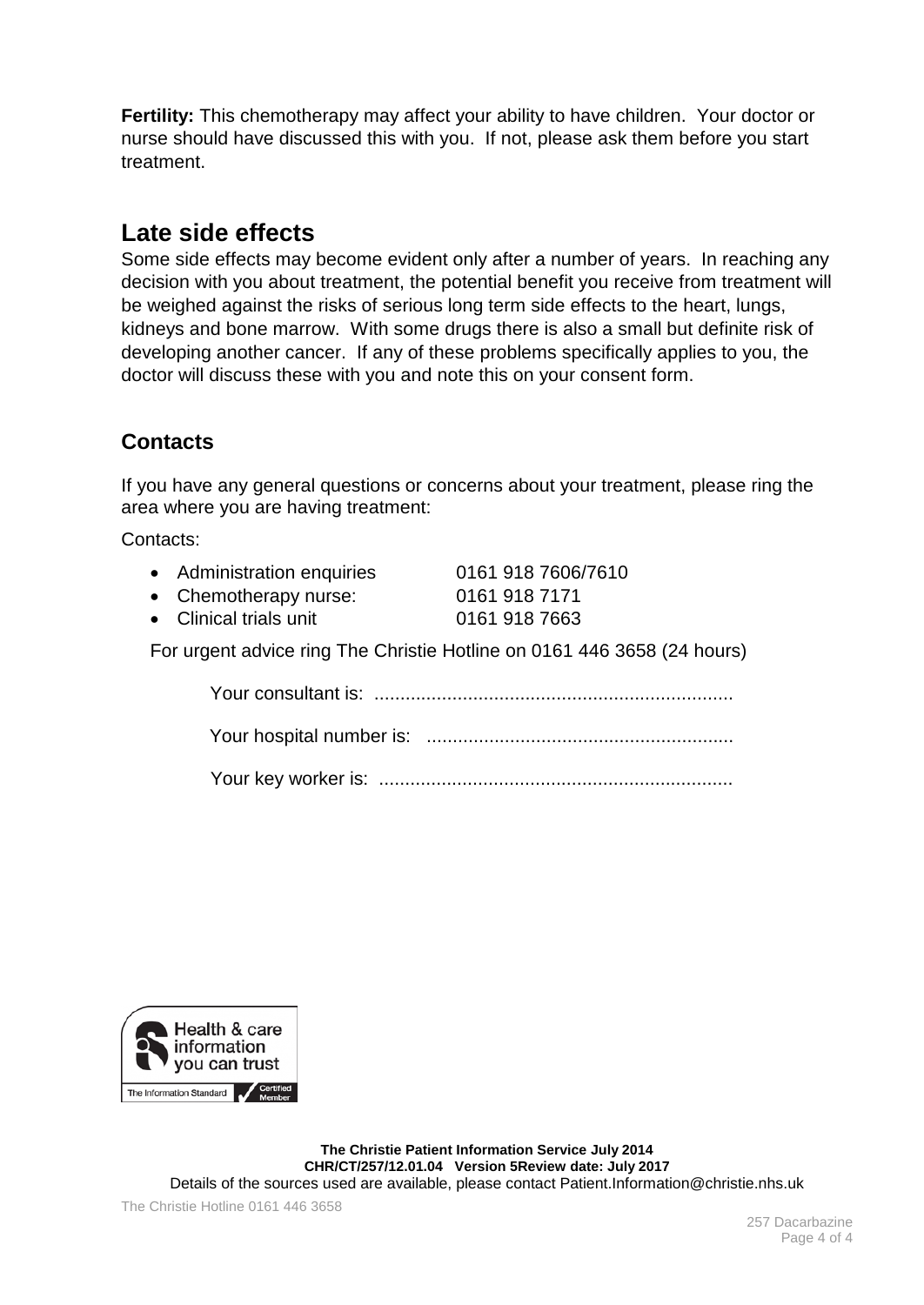**Fertility:** This chemotherapy may affect your ability to have children. Your doctor or nurse should have discussed this with you. If not, please ask them before you start treatment.

## Late side effects

Some side effects may become evident only after a number of years. In reaching any decision with you about treatment, the potential benefit you receive from treatment will be weighed against the risks of serious long term side effects to the heart, lungs, kidneys and bone marrow. With some drugs there is also a small but definite risk of developing another cancer. If any of these problems specifically applies to you, the doctor will discuss these with you and note this on your consent form.

### Contacts

If you have any general questions or concerns about your treatment, please ring the area where you are having treatment:

Contacts:

- Administration enquiries 0161 918 7606/7610
- Chemotherapy nurse: 0161 918 7171
- Clinical trials unit 0161 918 7663

For urgent advice ring The Christie Hotline on 0161 446 3658 (24 hours)

Your consultant is: ....................................................................

Your hospital number is: ..........................................................

Your key worker is: ...................................................................

Health & care information you can trust — The Information Standard — Certified Member

**The Christie Patient Information Service July 2014**
**CHR/CT/257/12.01.04 Version 5Review date: July 2017**
Details of the sources used are available, please contact Patient.Information@christie.nhs.uk